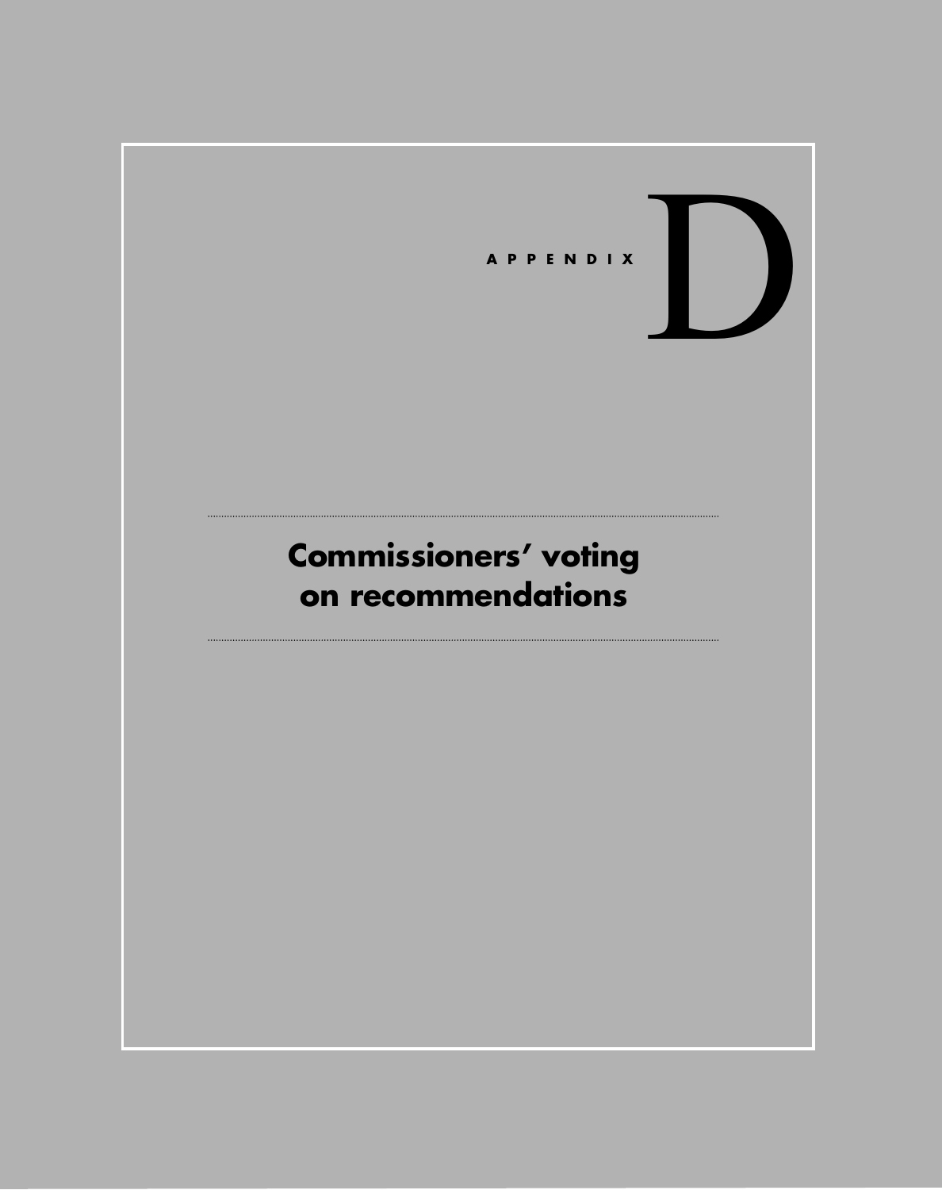APPENDIX D

# Commissioners' voting on recommendations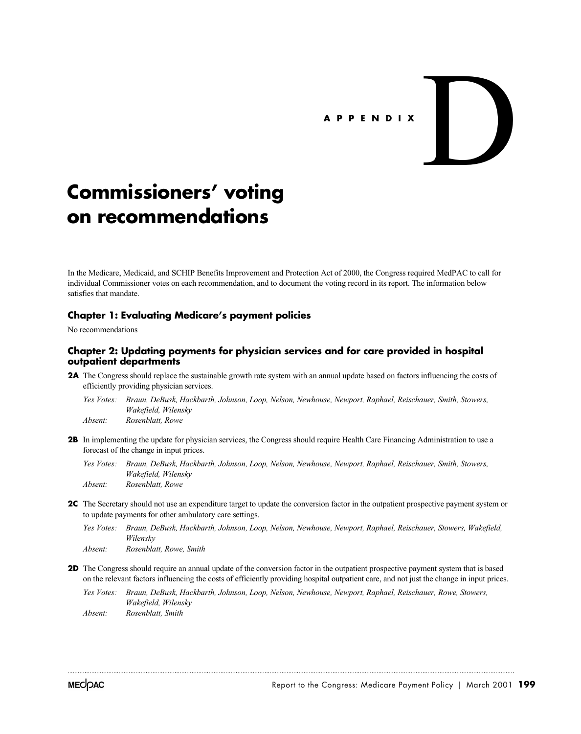# APPENDIX D

# Commissioners' voting on recommendations

In the Medicare, Medicaid, and SCHIP Benefits Improvement and Protection Act of 2000, the Congress required MedPAC to call for individual Commissioner votes on each recommendation, and to document the voting record in its report. The information below satisfies that mandate.

### Chapter 1: Evaluating Medicare's payment policies

No recommendations

### Chapter 2: Updating payments for physician services and for care provided in hospital outpatient departments

**2A** The Congress should replace the sustainable growth rate system with an annual update based on factors influencing the costs of efficiently providing physician services.

*Yes Votes:* *Braun, DeBusk, Hackbarth, Johnson, Loop, Nelson, Newhouse, Newport, Raphael, Reischauer, Smith, Stowers, Wakefield, Wilensky*
*Absent:* *Rosenblatt, Rowe*

**2B** In implementing the update for physician services, the Congress should require Health Care Financing Administration to use a forecast of the change in input prices.

*Yes Votes:* *Braun, DeBusk, Hackbarth, Johnson, Loop, Nelson, Newhouse, Newport, Raphael, Reischauer, Smith, Stowers, Wakefield, Wilensky*
*Absent:* *Rosenblatt, Rowe*

**2C** The Secretary should not use an expenditure target to update the conversion factor in the outpatient prospective payment system or to update payments for other ambulatory care settings.

*Yes Votes:* *Braun, DeBusk, Hackbarth, Johnson, Loop, Nelson, Newhouse, Newport, Raphael, Reischauer, Stowers, Wakefield, Wilensky*
*Absent:* *Rosenblatt, Rowe, Smith*

**2D** The Congress should require an annual update of the conversion factor in the outpatient prospective payment system that is based on the relevant factors influencing the costs of efficiently providing hospital outpatient care, and not just the change in input prices.

*Yes Votes:* *Braun, DeBusk, Hackbarth, Johnson, Loop, Nelson, Newhouse, Newport, Raphael, Reischauer, Rowe, Stowers, Wakefield, Wilensky*
*Absent:* *Rosenblatt, Smith*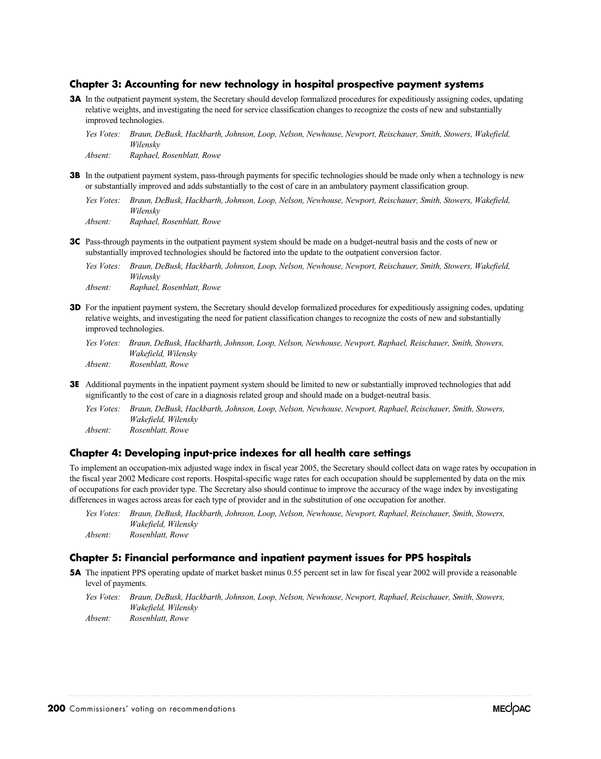## Chapter 3: Accounting for new technology in hospital prospective payment systems

**3A** In the outpatient payment system, the Secretary should develop formalized procedures for expeditiously assigning codes, updating relative weights, and investigating the need for service classification changes to recognize the costs of new and substantially improved technologies.

*Yes Votes:* *Braun, DeBusk, Hackbarth, Johnson, Loop, Nelson, Newhouse, Newport, Reischauer, Smith, Stowers, Wakefield, Wilensky*
*Absent:* *Raphael, Rosenblatt, Rowe*

**3B** In the outpatient payment system, pass-through payments for specific technologies should be made only when a technology is new or substantially improved and adds substantially to the cost of care in an ambulatory payment classification group.

*Yes Votes:* *Braun, DeBusk, Hackbarth, Johnson, Loop, Nelson, Newhouse, Newport, Reischauer, Smith, Stowers, Wakefield, Wilensky*
*Absent:* *Raphael, Rosenblatt, Rowe*

**3C** Pass-through payments in the outpatient payment system should be made on a budget-neutral basis and the costs of new or substantially improved technologies should be factored into the update to the outpatient conversion factor.

*Yes Votes:* *Braun, DeBusk, Hackbarth, Johnson, Loop, Nelson, Newhouse, Newport, Reischauer, Smith, Stowers, Wakefield, Wilensky*
*Absent:* *Raphael, Rosenblatt, Rowe*

**3D** For the inpatient payment system, the Secretary should develop formalized procedures for expeditiously assigning codes, updating relative weights, and investigating the need for patient classification changes to recognize the costs of new and substantially improved technologies.

*Yes Votes:* *Braun, DeBusk, Hackbarth, Johnson, Loop, Nelson, Newhouse, Newport, Raphael, Reischauer, Smith, Stowers, Wakefield, Wilensky*
*Absent:* *Rosenblatt, Rowe*

**3E** Additional payments in the inpatient payment system should be limited to new or substantially improved technologies that add significantly to the cost of care in a diagnosis related group and should made on a budget-neutral basis.

*Yes Votes:* *Braun, DeBusk, Hackbarth, Johnson, Loop, Nelson, Newhouse, Newport, Raphael, Reischauer, Smith, Stowers, Wakefield, Wilensky*
*Absent:* *Rosenblatt, Rowe*

## Chapter 4: Developing input-price indexes for all health care settings

To implement an occupation-mix adjusted wage index in fiscal year 2005, the Secretary should collect data on wage rates by occupation in the fiscal year 2002 Medicare cost reports. Hospital-specific wage rates for each occupation should be supplemented by data on the mix of occupations for each provider type. The Secretary also should continue to improve the accuracy of the wage index by investigating differences in wages across areas for each type of provider and in the substitution of one occupation for another.

*Yes Votes:* *Braun, DeBusk, Hackbarth, Johnson, Loop, Nelson, Newhouse, Newport, Raphael, Reischauer, Smith, Stowers, Wakefield, Wilensky*
*Absent:* *Rosenblatt, Rowe*

## Chapter 5: Financial performance and inpatient payment issues for PPS hospitals

**5A** The inpatient PPS operating update of market basket minus 0.55 percent set in law for fiscal year 2002 will provide a reasonable level of payments.

*Yes Votes:* *Braun, DeBusk, Hackbarth, Johnson, Loop, Nelson, Newhouse, Newport, Raphael, Reischauer, Smith, Stowers, Wakefield, Wilensky*
*Absent:* *Rosenblatt, Rowe*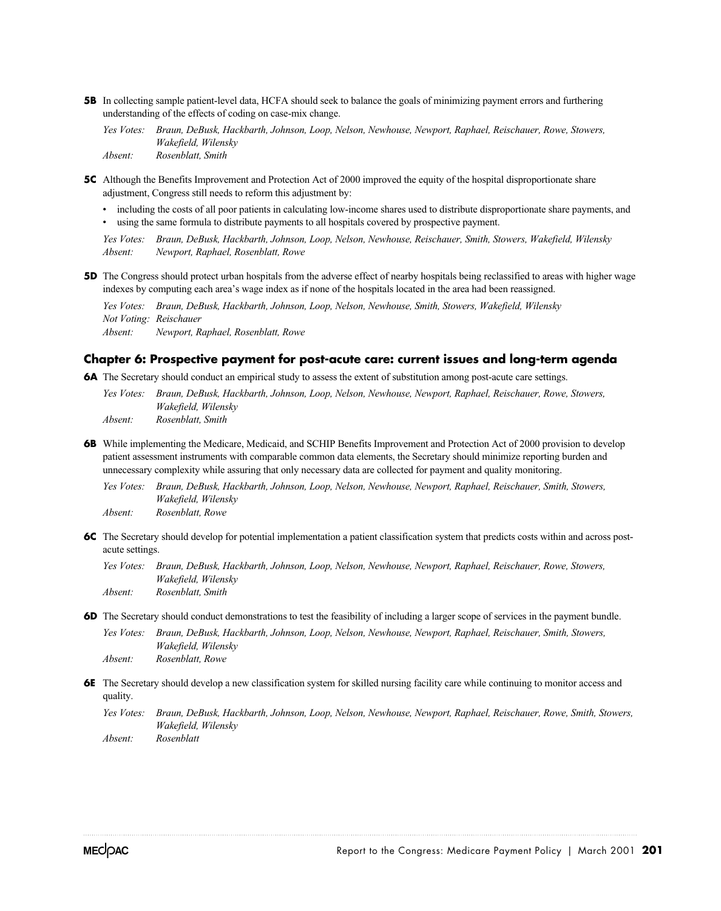**5B** In collecting sample patient-level data, HCFA should seek to balance the goals of minimizing payment errors and furthering understanding of the effects of coding on case-mix change.

*Yes Votes:* *Braun, DeBusk, Hackbarth, Johnson, Loop, Nelson, Newhouse, Newport, Raphael, Reischauer, Rowe, Stowers, Wakefield, Wilensky*
*Absent:* *Rosenblatt, Smith*

**5C** Although the Benefits Improvement and Protection Act of 2000 improved the equity of the hospital disproportionate share adjustment, Congress still needs to reform this adjustment by:

- including the costs of all poor patients in calculating low-income shares used to distribute disproportionate share payments, and
- using the same formula to distribute payments to all hospitals covered by prospective payment.

*Yes Votes:* *Braun, DeBusk, Hackbarth, Johnson, Loop, Nelson, Newhouse, Reischauer, Smith, Stowers, Wakefield, Wilensky*
*Absent:* *Newport, Raphael, Rosenblatt, Rowe*

**5D** The Congress should protect urban hospitals from the adverse effect of nearby hospitals being reclassified to areas with higher wage indexes by computing each area's wage index as if none of the hospitals located in the area had been reassigned.

*Yes Votes:* *Braun, DeBusk, Hackbarth, Johnson, Loop, Nelson, Newhouse, Smith, Stowers, Wakefield, Wilensky*
*Not Voting:* *Reischauer*
*Absent:* *Newport, Raphael, Rosenblatt, Rowe*

## Chapter 6: Prospective payment for post-acute care: current issues and long-term agenda

**6A** The Secretary should conduct an empirical study to assess the extent of substitution among post-acute care settings.

*Yes Votes:* *Braun, DeBusk, Hackbarth, Johnson, Loop, Nelson, Newhouse, Newport, Raphael, Reischauer, Rowe, Stowers, Wakefield, Wilensky*
*Absent:* *Rosenblatt, Smith*

**6B** While implementing the Medicare, Medicaid, and SCHIP Benefits Improvement and Protection Act of 2000 provision to develop patient assessment instruments with comparable common data elements, the Secretary should minimize reporting burden and unnecessary complexity while assuring that only necessary data are collected for payment and quality monitoring.

*Yes Votes:* *Braun, DeBusk, Hackbarth, Johnson, Loop, Nelson, Newhouse, Newport, Raphael, Reischauer, Smith, Stowers, Wakefield, Wilensky*
*Absent:* *Rosenblatt, Rowe*

**6C** The Secretary should develop for potential implementation a patient classification system that predicts costs within and across post-acute settings.

*Yes Votes:* *Braun, DeBusk, Hackbarth, Johnson, Loop, Nelson, Newhouse, Newport, Raphael, Reischauer, Rowe, Stowers, Wakefield, Wilensky*
*Absent:* *Rosenblatt, Smith*

**6D** The Secretary should conduct demonstrations to test the feasibility of including a larger scope of services in the payment bundle.

*Yes Votes:* *Braun, DeBusk, Hackbarth, Johnson, Loop, Nelson, Newhouse, Newport, Raphael, Reischauer, Smith, Stowers, Wakefield, Wilensky*
*Absent:* *Rosenblatt, Rowe*

**6E** The Secretary should develop a new classification system for skilled nursing facility care while continuing to monitor access and quality.

*Yes Votes:* *Braun, DeBusk, Hackbarth, Johnson, Loop, Nelson, Newhouse, Newport, Raphael, Reischauer, Rowe, Smith, Stowers, Wakefield, Wilensky*
*Absent:* *Rosenblatt*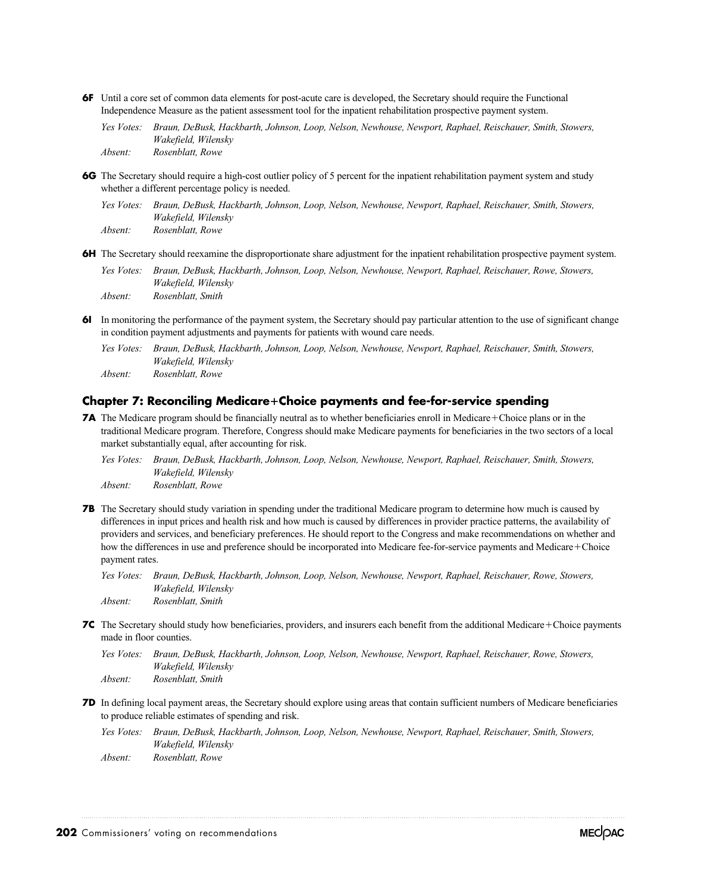**6F** Until a core set of common data elements for post-acute care is developed, the Secretary should require the Functional Independence Measure as the patient assessment tool for the inpatient rehabilitation prospective payment system.

*Yes Votes:* *Braun, DeBusk, Hackbarth, Johnson, Loop, Nelson, Newhouse, Newport, Raphael, Reischauer, Smith, Stowers, Wakefield, Wilensky*
*Absent:* *Rosenblatt, Rowe*

**6G** The Secretary should require a high-cost outlier policy of 5 percent for the inpatient rehabilitation payment system and study whether a different percentage policy is needed.

*Yes Votes:* *Braun, DeBusk, Hackbarth, Johnson, Loop, Nelson, Newhouse, Newport, Raphael, Reischauer, Smith, Stowers, Wakefield, Wilensky*
*Absent:* *Rosenblatt, Rowe*

**6H** The Secretary should reexamine the disproportionate share adjustment for the inpatient rehabilitation prospective payment system.

*Yes Votes:* *Braun, DeBusk, Hackbarth, Johnson, Loop, Nelson, Newhouse, Newport, Raphael, Reischauer, Rowe, Stowers, Wakefield, Wilensky*
*Absent:* *Rosenblatt, Smith*

**6I** In monitoring the performance of the payment system, the Secretary should pay particular attention to the use of significant change in condition payment adjustments and payments for patients with wound care needs.

*Yes Votes:* *Braun, DeBusk, Hackbarth, Johnson, Loop, Nelson, Newhouse, Newport, Raphael, Reischauer, Smith, Stowers, Wakefield, Wilensky*
*Absent:* *Rosenblatt, Rowe*

## Chapter 7: Reconciling Medicare+Choice payments and fee-for-service spending

**7A** The Medicare program should be financially neutral as to whether beneficiaries enroll in Medicare+Choice plans or in the traditional Medicare program. Therefore, Congress should make Medicare payments for beneficiaries in the two sectors of a local market substantially equal, after accounting for risk.

*Yes Votes:* *Braun, DeBusk, Hackbarth, Johnson, Loop, Nelson, Newhouse, Newport, Raphael, Reischauer, Smith, Stowers, Wakefield, Wilensky*
*Absent:* *Rosenblatt, Rowe*

**7B** The Secretary should study variation in spending under the traditional Medicare program to determine how much is caused by differences in input prices and health risk and how much is caused by differences in provider practice patterns, the availability of providers and services, and beneficiary preferences. He should report to the Congress and make recommendations on whether and how the differences in use and preference should be incorporated into Medicare fee-for-service payments and Medicare+Choice payment rates.

*Yes Votes:* *Braun, DeBusk, Hackbarth, Johnson, Loop, Nelson, Newhouse, Newport, Raphael, Reischauer, Rowe, Stowers, Wakefield, Wilensky*
*Absent:* *Rosenblatt, Smith*

**7C** The Secretary should study how beneficiaries, providers, and insurers each benefit from the additional Medicare+Choice payments made in floor counties.

*Yes Votes:* *Braun, DeBusk, Hackbarth, Johnson, Loop, Nelson, Newhouse, Newport, Raphael, Reischauer, Rowe, Stowers, Wakefield, Wilensky*
*Absent:* *Rosenblatt, Smith*

**7D** In defining local payment areas, the Secretary should explore using areas that contain sufficient numbers of Medicare beneficiaries to produce reliable estimates of spending and risk.

*Yes Votes:* *Braun, DeBusk, Hackbarth, Johnson, Loop, Nelson, Newhouse, Newport, Raphael, Reischauer, Smith, Stowers, Wakefield, Wilensky*
*Absent:* *Rosenblatt, Rowe*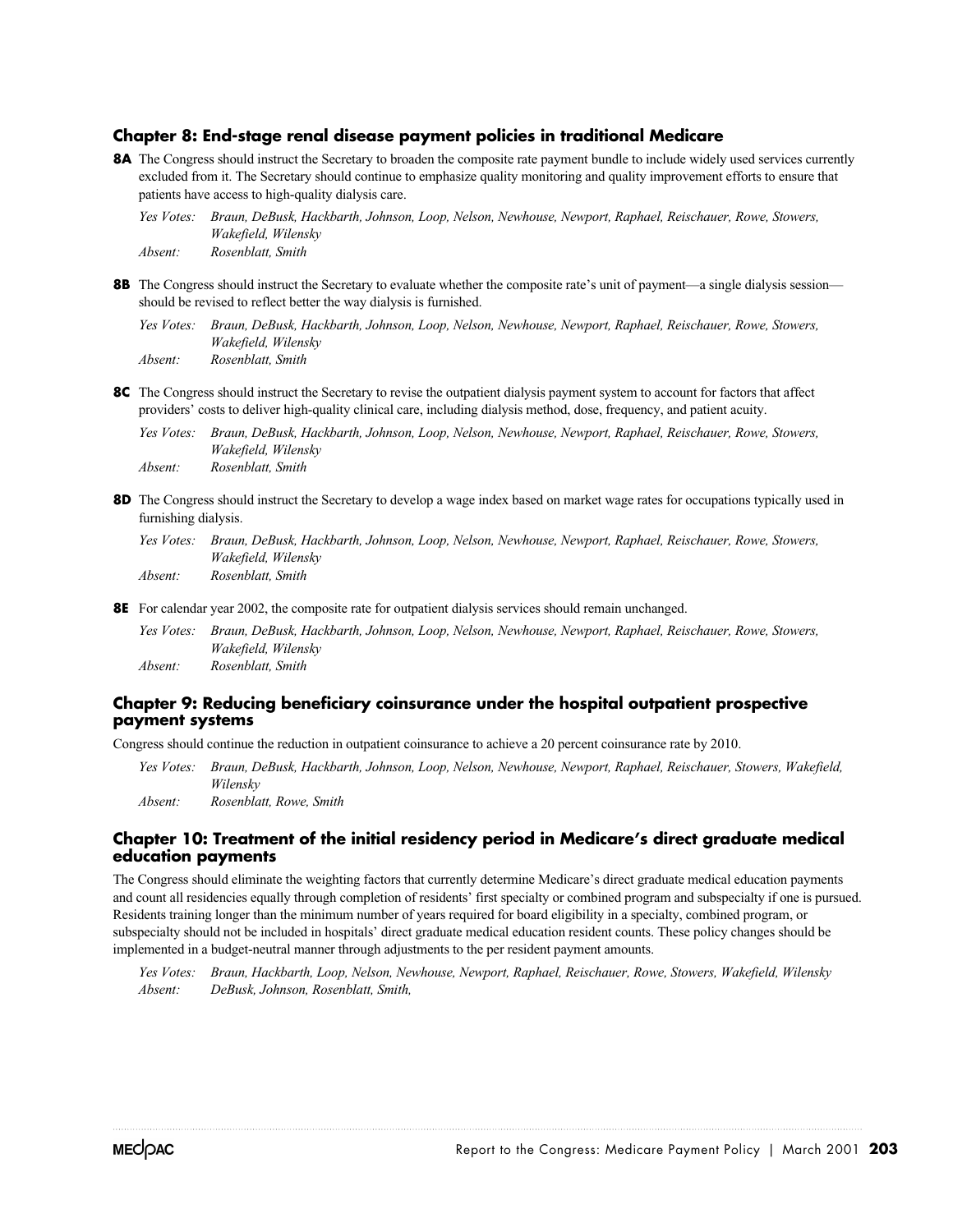### Chapter 8: End-stage renal disease payment policies in traditional Medicare

**8A** The Congress should instruct the Secretary to broaden the composite rate payment bundle to include widely used services currently excluded from it. The Secretary should continue to emphasize quality monitoring and quality improvement efforts to ensure that patients have access to high-quality dialysis care.

*Yes Votes:* *Braun, DeBusk, Hackbarth, Johnson, Loop, Nelson, Newhouse, Newport, Raphael, Reischauer, Rowe, Stowers, Wakefield, Wilensky*
*Absent:* *Rosenblatt, Smith*

**8B** The Congress should instruct the Secretary to evaluate whether the composite rate's unit of payment—a single dialysis session—should be revised to reflect better the way dialysis is furnished.

*Yes Votes:* *Braun, DeBusk, Hackbarth, Johnson, Loop, Nelson, Newhouse, Newport, Raphael, Reischauer, Rowe, Stowers, Wakefield, Wilensky*
*Absent:* *Rosenblatt, Smith*

**8C** The Congress should instruct the Secretary to revise the outpatient dialysis payment system to account for factors that affect providers' costs to deliver high-quality clinical care, including dialysis method, dose, frequency, and patient acuity.

*Yes Votes:* *Braun, DeBusk, Hackbarth, Johnson, Loop, Nelson, Newhouse, Newport, Raphael, Reischauer, Rowe, Stowers, Wakefield, Wilensky*
*Absent:* *Rosenblatt, Smith*

**8D** The Congress should instruct the Secretary to develop a wage index based on market wage rates for occupations typically used in furnishing dialysis.

*Yes Votes:* *Braun, DeBusk, Hackbarth, Johnson, Loop, Nelson, Newhouse, Newport, Raphael, Reischauer, Rowe, Stowers, Wakefield, Wilensky*
*Absent:* *Rosenblatt, Smith*

**8E** For calendar year 2002, the composite rate for outpatient dialysis services should remain unchanged.

*Yes Votes:* *Braun, DeBusk, Hackbarth, Johnson, Loop, Nelson, Newhouse, Newport, Raphael, Reischauer, Rowe, Stowers, Wakefield, Wilensky*
*Absent:* *Rosenblatt, Smith*

### Chapter 9: Reducing beneficiary coinsurance under the hospital outpatient prospective payment systems

Congress should continue the reduction in outpatient coinsurance to achieve a 20 percent coinsurance rate by 2010.

*Yes Votes:* *Braun, DeBusk, Hackbarth, Johnson, Loop, Nelson, Newhouse, Newport, Raphael, Reischauer, Stowers, Wakefield, Wilensky*
*Absent:* *Rosenblatt, Rowe, Smith*

### Chapter 10: Treatment of the initial residency period in Medicare's direct graduate medical education payments

The Congress should eliminate the weighting factors that currently determine Medicare's direct graduate medical education payments and count all residencies equally through completion of residents' first specialty or combined program and subspecialty if one is pursued. Residents training longer than the minimum number of years required for board eligibility in a specialty, combined program, or subspecialty should not be included in hospitals' direct graduate medical education resident counts. These policy changes should be implemented in a budget-neutral manner through adjustments to the per resident payment amounts.

*Yes Votes:* *Braun, Hackbarth, Loop, Nelson, Newhouse, Newport, Raphael, Reischauer, Rowe, Stowers, Wakefield, Wilensky*
*Absent:* *DeBusk, Johnson, Rosenblatt, Smith,*